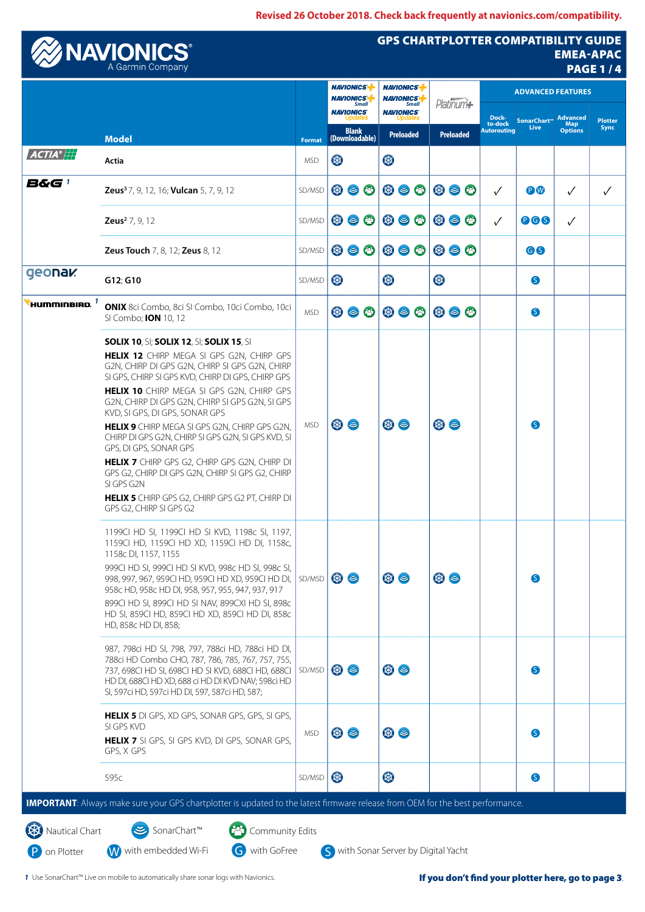Revised 26 October 2018. Check back frequently at navionics.com/compatibility.

# NAVIONICS® A Garmin Company

## GPS CHARTPLOTTER COMPATIBILITY GUIDE EMEA-APAC

| Brand | Model | Format | NAVIONICS+ / NAVIONICS+ Small / NAVIONICS Updates — Blank (Downloadable) | NAVIONICS+ / NAVIONICS+ Small / NAVIONICS Updates — Preloaded | Platinum+ Preloaded | Dock-to-dock Autorouting | SonarChart™ Live | Advanced Map Options | Plotter Sync |
|---|---|---|---|---|---|---|---|---|---|
| ACTIA® | Actia | MSD | Nautical Chart | Nautical Chart | | | | | |
| B&G [1] | **Zeus**[3] 7, 9, 12, 16; **Vulcan** 5, 7, 9, 12 | SD/MSD | Nautical Chart, SonarChart™, Community Edits | Nautical Chart, SonarChart™, Community Edits | Nautical Chart, SonarChart™, Community Edits | ✓ | P W | ✓ | ✓ |
| | **Zeus**[2] 7, 9, 12 | SD/MSD | Nautical Chart, SonarChart™, Community Edits | Nautical Chart, SonarChart™, Community Edits | Nautical Chart, SonarChart™, Community Edits | ✓ | P G S | ✓ | |
| | **Zeus Touch** 7, 8, 12; **Zeus** 8, 12 | SD/MSD | Nautical Chart, SonarChart™, Community Edits | Nautical Chart, SonarChart™, Community Edits | Nautical Chart, SonarChart™, Community Edits | | G S | | |
| geonav | **G12**; **G10** | SD/MSD | Nautical Chart | Nautical Chart | Nautical Chart | | S | | |
| HUMMINBIRD. [1] | **ONIX** 8ci Combo, 8ci SI Combo, 10ci Combo, 10ci SI Combo; **ION** 10, 12 | MSD | Nautical Chart, SonarChart™, Community Edits | Nautical Chart, SonarChart™, Community Edits | Nautical Chart, SonarChart™, Community Edits | | S | | |
| | **SOLIX 10**, SI; **SOLIX 12**, SI; **SOLIX 15**, SI<br>**HELIX 12** CHIRP MEGA SI GPS G2N, CHIRP GPS G2N, CHIRP DI GPS G2N, CHIRP SI GPS G2N, CHIRP SI GPS, CHIRP SI GPS KVD, CHIRP DI GPS, CHIRP GPS<br>**HELIX 10** CHIRP MEGA SI GPS G2N, CHIRP GPS G2N, CHIRP DI GPS G2N, CHIRP SI GPS G2N, SI GPS KVD, SI GPS, DI GPS, SONAR GPS<br>**HELIX 9** CHIRP MEGA SI GPS G2N, CHIRP GPS G2N, CHIRP DI GPS G2N, CHIRP SI GPS G2N, SI GPS KVD, SI GPS, DI GPS, SONAR GPS<br>**HELIX 7** CHIRP GPS G2, CHIRP GPS G2N, CHIRP DI GPS G2, CHIRP DI GPS G2N, CHIRP SI GPS G2, CHIRP SI GPS G2N<br>**HELIX 5** CHIRP GPS G2, CHIRP GPS G2 PT, CHIRP DI GPS G2, CHIRP SI GPS G2 | MSD | Nautical Chart, SonarChart™ | Nautical Chart, SonarChart™ | Nautical Chart, SonarChart™ | | S | | |
| | 1199CI HD SI, 1199CI HD SI KVD, 1198c SI, 1197, 1159CI HD, 1159CI HD XD, 1159CI HD DI, 1158c, 1158c DI, 1157, 1155<br>999CI HD SI, 999CI HD SI KVD, 998c HD SI, 998c SI, 998, 997, 967, 959CI HD, 959CI HD XD, 959CI HD DI, 958c HD, 958c HD DI, 958, 957, 955, 947, 937, 917<br>899CI HD SI, 899CI HD SI NAV, 899CXI HD SI, 898c HD SI, 859CI HD, 859CI HD XD, 859CI HD DI, 858c HD, 858c HD DI, 858; | SD/MSD | Nautical Chart, SonarChart™ | Nautical Chart, SonarChart™ | Nautical Chart, SonarChart™ | | S | | |
| | 987, 798ci HD SI, 798, 797, 788ci HD, 788ci HD DI, 788ci HD Combo CHO, 787, 786, 785, 767, 757, 755, 737, 698CI HD SI, 698CI HD SI KVD, 688CI HD, 688CI HD DI, 688CI HD XD, 688 ci HD DI KVD NAV; 598ci HD SI, 597ci HD, 597ci HD DI, 597, 587ci HD, 587; | SD/MSD | Nautical Chart, SonarChart™ | Nautical Chart, SonarChart™ | | | S | | |
| | **HELIX 5** DI GPS, XD GPS, SONAR GPS, GPS, SI GPS, SI GPS KVD<br>**HELIX 7** SI GPS, SI GPS KVD, DI GPS, SONAR GPS, GPS, X GPS | MSD | Nautical Chart, SonarChart™ | Nautical Chart, SonarChart™ | | | S | | |
| | 595c | SD/MSD | Nautical Chart | Nautical Chart | | | S | | |

**IMPORTANT**: Always make sure your GPS chartplotter is updated to the latest firmware release from OEM for the best performance.

Legend: Nautical Chart; SonarChart™; Community Edits; P on Plotter; W with embedded Wi-Fi; G with GoFree; S with Sonar Server by Digital Yacht

1 Use SonarChart™ Live on mobile to automatically share sonar logs with Navionics.

**If you don't find your plotter here, go to page 3.**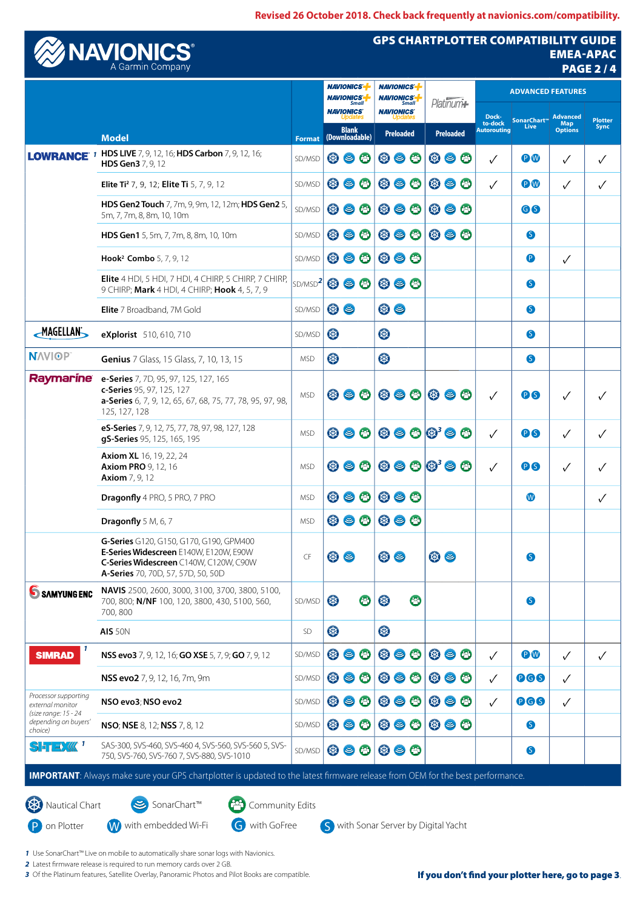Revised 26 October 2018. Check back frequently at navionics.com/compatibility.

# NAVIONICS® A Garmin Company

## GPS CHARTPLOTTER COMPATIBILITY GUIDE EMEA-APAC PAGE 2 / 4

| Brand | Model | Format | Navionics+ / Navionics+ Small / Navionics Updates — Blank (Downloadable) | Navionics+ / Navionics+ Small / Navionics Updates — Preloaded | Platinum+ — Preloaded | Dock-to-dock Autorouting | SonarChart™ Live | Advanced Map Options | Plotter Sync |
|---|---|---|---|---|---|---|---|---|---|
| LOWRANCE [1] | **HDS LIVE** 7, 9, 12, 16; **HDS Carbon** 7, 9, 12, 16; **HDS Gen3** 7, 9, 12 | SD/MSD | Nautical Chart, SonarChart™, Community Edits | Nautical Chart, SonarChart™, Community Edits | Nautical Chart, SonarChart™, Community Edits | ✓ | P W | ✓ | ✓ |
| | **Elite Ti²** 7, 9, 12; **Elite Ti** 5, 7, 9, 12 | SD/MSD | Nautical Chart, SonarChart™, Community Edits | Nautical Chart, SonarChart™, Community Edits | Nautical Chart, SonarChart™, Community Edits | ✓ | P W | ✓ | ✓ |
| | **HDS Gen2 Touch** 7, 7m, 9, 9m, 12, 12m; **HDS Gen2** 5, 5m, 7, 7m, 8, 8m, 10, 10m | SD/MSD | Nautical Chart, SonarChart™, Community Edits | Nautical Chart, SonarChart™, Community Edits | Nautical Chart, SonarChart™, Community Edits | | G S | | |
| | **HDS Gen1** 5, 5m, 7, 7m, 8, 8m, 10, 10m | SD/MSD | Nautical Chart, SonarChart™, Community Edits | Nautical Chart, SonarChart™, Community Edits | Nautical Chart, SonarChart™, Community Edits | | S | | |
| | **Hook² Combo** 5, 7, 9, 12 | SD/MSD | Nautical Chart, SonarChart™, Community Edits | Nautical Chart, SonarChart™, Community Edits | | | P | ✓ | |
| | **Elite** 4 HDI, 5 HDI, 7 HDI, 4 CHIRP, 5 CHIRP, 7 CHIRP, 9 CHIRP; **Mark** 4 HDI, 4 CHIRP; **Hook** 4, 5, 7, 9 | SD/MSD[2] | Nautical Chart, SonarChart™, Community Edits | Nautical Chart, SonarChart™, Community Edits | | | S | | |
| | **Elite** 7 Broadband, 7M Gold | SD/MSD | Nautical Chart, SonarChart™ | Nautical Chart, SonarChart™ | | | S | | |
| MAGELLAN | **eXplorist** 510, 610, 710 | SD/MSD | Nautical Chart | Nautical Chart | | | S | | |
| NAVIOP | **Genius** 7 Glass, 15 Glass, 7, 10, 13, 15 | MSD | Nautical Chart | Nautical Chart | | | S | | |
| Raymarine | **e-Series** 7, 7D, 95, 97, 125, 127, 165; **c-Series** 95, 97, 125, 127; **a-Series** 6, 7, 9, 12, 65, 67, 68, 75, 77, 78, 95, 97, 98, 125, 127, 128 | MSD | Nautical Chart, SonarChart™, Community Edits | Nautical Chart, SonarChart™, Community Edits | Nautical Chart, SonarChart™, Community Edits | ✓ | P S | ✓ | ✓ |
| | **eS-Series** 7, 9, 12, 75, 77, 78, 97, 98, 127, 128; **gS-Series** 95, 125, 165, 195 | MSD | Nautical Chart, SonarChart™, Community Edits | Nautical Chart, SonarChart™, Community Edits | Nautical Chart[3], SonarChart™, Community Edits | ✓ | P S | ✓ | ✓ |
| | **Axiom XL** 16, 19, 22, 24; **Axiom PRO** 9, 12, 16; **Axiom** 7, 9, 12 | MSD | Nautical Chart, SonarChart™, Community Edits | Nautical Chart, SonarChart™, Community Edits | Nautical Chart[3], SonarChart™, Community Edits | ✓ | P S | ✓ | ✓ |
| | **Dragonfly** 4 PRO, 5 PRO, 7 PRO | MSD | Nautical Chart, SonarChart™, Community Edits | Nautical Chart, SonarChart™, Community Edits | | | W | | ✓ |
| | **Dragonfly** 5 M, 6, 7 | MSD | Nautical Chart, SonarChart™, Community Edits | Nautical Chart, SonarChart™, Community Edits | | | | | |
| | **G-Series** G120, G150, G170, G190, GPM400; **E-Series Widescreen** E140W, E120W, E90W; **C-Series Widescreen** C140W, C120W, C90W; **A-Series** 70, 70D, 57, 57D, 50, 50D | CF | Nautical Chart, SonarChart™ | Nautical Chart, SonarChart™ | Nautical Chart, SonarChart™ | | S | | |
| SAMYUNG ENC | **NAVIS** 2500, 2600, 3000, 3100, 3700, 3800, 5100, 700, 800; **N/NF** 100, 120, 3800, 430, 5100, 560, 700, 800 | SD/MSD | Nautical Chart, Community Edits | Nautical Chart, Community Edits | | | S | | |
| | **AIS** 50N | SD | Nautical Chart | Nautical Chart | | | | | |
| SIMRAD [1] | **NSS evo3** 7, 9, 12, 16; **GO XSE** 5, 7, 9; **GO** 7, 9, 12 | SD/MSD | Nautical Chart, SonarChart™, Community Edits | Nautical Chart, SonarChart™, Community Edits | Nautical Chart, SonarChart™, Community Edits | ✓ | P W | ✓ | ✓ |
| | **NSS evo2** 7, 9, 12, 16, 7m, 9m | SD/MSD | Nautical Chart, SonarChart™, Community Edits | Nautical Chart, SonarChart™, Community Edits | Nautical Chart, SonarChart™, Community Edits | ✓ | P G S | ✓ | |
| *Processor supporting external monitor (size range: 15 - 24 depending on buyers' choice)* | **NSO evo3**; **NSO evo2** | SD/MSD | Nautical Chart, SonarChart™, Community Edits | Nautical Chart, SonarChart™, Community Edits | Nautical Chart, SonarChart™, Community Edits | ✓ | P G S | ✓ | |
| | **NSO**; **NSE** 8, 12; **NSS** 7, 8, 12 | SD/MSD | Nautical Chart, SonarChart™, Community Edits | Nautical Chart, SonarChart™, Community Edits | Nautical Chart, SonarChart™, Community Edits | | S | | |
| SI-TEX [1] | SAS-300, SVS-460, SVS-460 4, SVS-560, SVS-560 5, SVS-750, SVS-760, SVS-760 7, SVS-880, SVS-1010 | SD/MSD | Nautical Chart, SonarChart™, Community Edits | Nautical Chart, SonarChart™, Community Edits | | | S | | |

**IMPORTANT**: Always make sure your GPS chartplotter is updated to the latest firmware release from OEM for the best performance.

**Legend:** Nautical Chart · SonarChart™ · Community Edits · P on Plotter · W with embedded Wi-Fi · G with GoFree · S with Sonar Server by Digital Yacht

1 Use SonarChart™ Live on mobile to automatically share sonar logs with Navionics.
2 Latest firmware release is required to run memory cards over 2 GB.
3 Of the Platinum features, Satellite Overlay, Panoramic Photos and Pilot Books are compatible.

**If you don't find your plotter here, go to page 3.**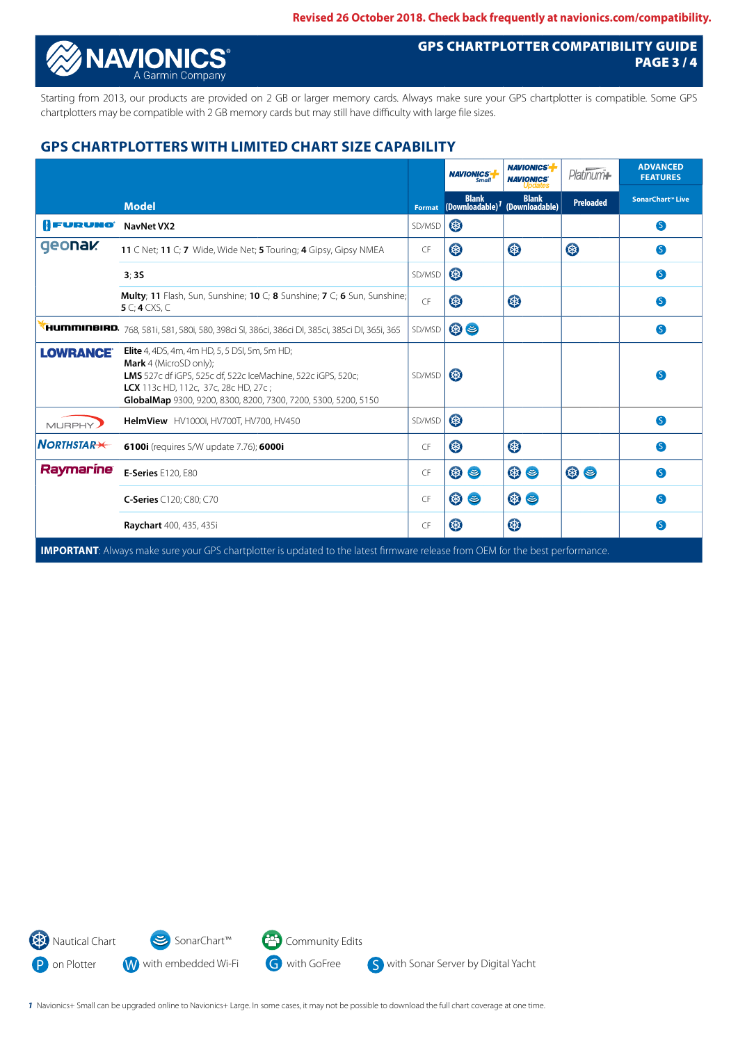Revised 26 October 2018. Check back frequently at navionics.com/compatibility.

# GPS CHARTPLOTTER COMPATIBILITY GUIDE

NAVIONICS — A Garmin Company

Starting from 2013, our products are provided on 2 GB or larger memory cards. Always make sure your GPS chartplotter is compatible. Some GPS chartplotters may be compatible with 2 GB memory cards but may still have difficulty with large file sizes.

## GPS CHARTPLOTTERS WITH LIMITED CHART SIZE CAPABILITY

| Brand | Model | Format | Navionics+ Small: Blank (Downloadable)[1] | Navionics+ / Navionics Updates: Blank (Downloadable) | Platinum+: Preloaded | Advanced Features: SonarChart™ Live |
|---|---|---|---|---|---|---|
| FURUNO | **NavNet VX2** | SD/MSD | Nautical Chart | | | with Sonar Server by Digital Yacht |
| geonav | **11** C Net; **11** C; **7** Wide, Wide Net; **5** Touring; **4** Gipsy, Gipsy NMEA | CF | Nautical Chart | Nautical Chart | Nautical Chart | with Sonar Server by Digital Yacht |
| | **3**; **3S** | SD/MSD | Nautical Chart | | | with Sonar Server by Digital Yacht |
| | **Multy**; **11** Flash, Sun, Sunshine; **10** C; **8** Sunshine; **7** C; **6** Sun, Sunshine; **5** C; **4** CXS, C | CF | Nautical Chart | Nautical Chart | | with Sonar Server by Digital Yacht |
| HUMMINBIRD | 768, 581i, 581, 580i, 580, 398ci SI, 386ci, 386ci DI, 385ci, 385ci DI, 365i, 365 | SD/MSD | Nautical Chart, SonarChart™ | | | with Sonar Server by Digital Yacht |
| LOWRANCE | **Elite** 4, 4DS, 4m, 4m HD, 5, 5 DSI, 5m, 5m HD; **Mark** 4 (MicroSD only); **LMS** 527c df iGPS, 525c df, 522c IceMachine, 522c iGPS, 520c; **LCX** 113c HD, 112c, 37c, 28c HD, 27c; **GlobalMap** 9300, 9200, 8300, 8200, 7300, 7200, 5300, 5200, 5150 | SD/MSD | Nautical Chart | | | with Sonar Server by Digital Yacht |
| MURPHY | **HelmView** HV1000i, HV700T, HV700, HV450 | SD/MSD | Nautical Chart | | | with Sonar Server by Digital Yacht |
| NORTHSTAR | **6100i** (requires S/W update 7.76); **6000i** | CF | Nautical Chart | Nautical Chart | | with Sonar Server by Digital Yacht |
| Raymarine | **E-Series** E120, E80 | CF | Nautical Chart, SonarChart™ | Nautical Chart, SonarChart™ | Nautical Chart, SonarChart™ | with Sonar Server by Digital Yacht |
| | **C-Series** C120; C80; C70 | CF | Nautical Chart, SonarChart™ | Nautical Chart, SonarChart™ | | with Sonar Server by Digital Yacht |
| | **Raychart** 400, 435, 435i | CF | Nautical Chart | Nautical Chart | | with Sonar Server by Digital Yacht |

**IMPORTANT**: Always make sure your GPS chartplotter is updated to the latest firmware release from OEM for the best performance.

Legend: Nautical Chart · SonarChart™ · Community Edits · P on Plotter · W with embedded Wi-Fi · G with GoFree · S with Sonar Server by Digital Yacht

[1] Navionics+ Small can be upgraded online to Navionics+ Large. In some cases, it may not be possible to download the full chart coverage at one time.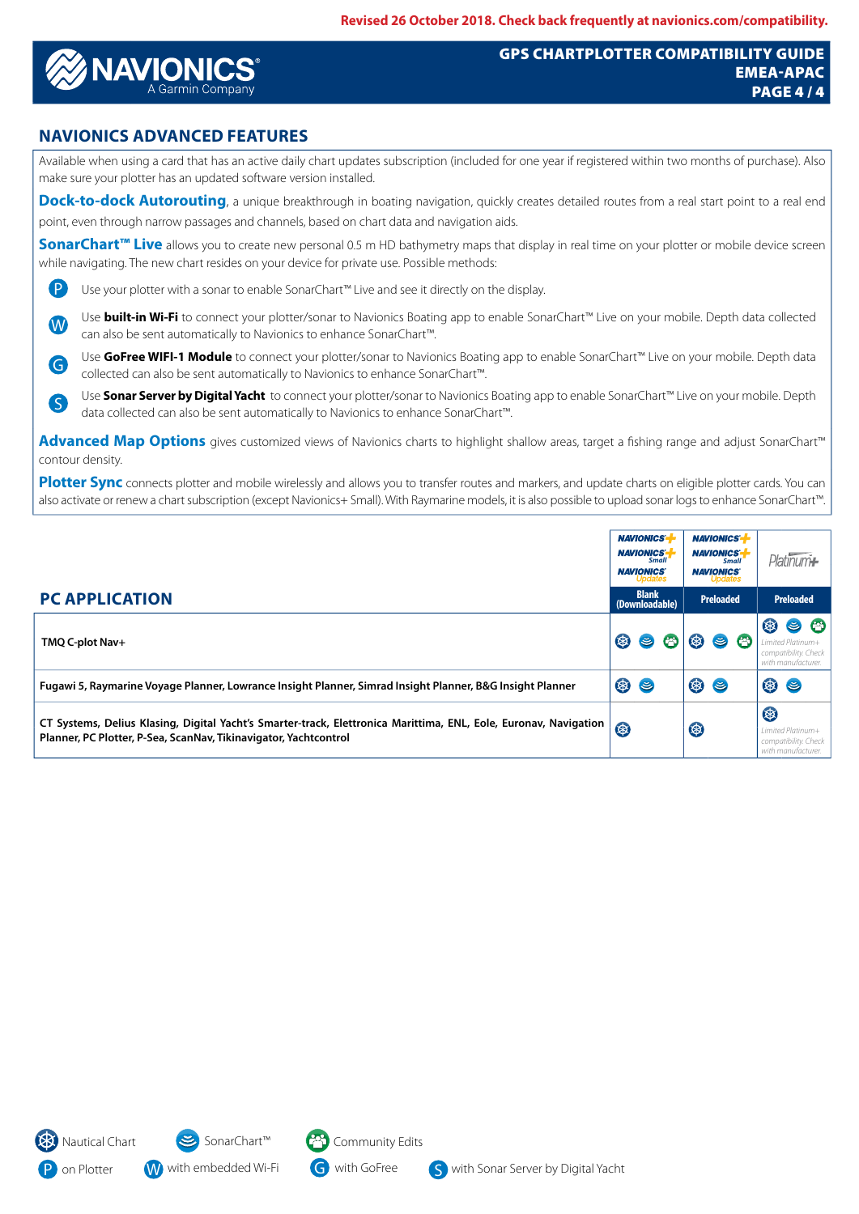Revised 26 October 2018. Check back frequently at navionics.com/compatibility.

**NAVIONICS** A Garmin Company

**GPS CHARTPLOTTER COMPATIBILITY GUIDE**
**EMEA-APAC**

## NAVIONICS ADVANCED FEATURES

Available when using a card that has an active daily chart updates subscription (included for one year if registered within two months of purchase). Also make sure your plotter has an updated software version installed.

**Dock-to-dock Autorouting**, a unique breakthrough in boating navigation, quickly creates detailed routes from a real start point to a real end point, even through narrow passages and channels, based on chart data and navigation aids.

**SonarChart™ Live** allows you to create new personal 0.5 m HD bathymetry maps that display in real time on your plotter or mobile device screen while navigating. The new chart resides on your device for private use. Possible methods:

- **P** Use your plotter with a sonar to enable SonarChart™ Live and see it directly on the display.
- **W** Use **built-in Wi-Fi** to connect your plotter/sonar to Navionics Boating app to enable SonarChart™ Live on your mobile. Depth data collected can also be sent automatically to Navionics to enhance SonarChart™.
- **G** Use **GoFree WIFI-1 Module** to connect your plotter/sonar to Navionics Boating app to enable SonarChart™ Live on your mobile. Depth data collected can also be sent automatically to Navionics to enhance SonarChart™.
- **S** Use **Sonar Server by Digital Yacht** to connect your plotter/sonar to Navionics Boating app to enable SonarChart™ Live on your mobile. Depth data collected can also be sent automatically to Navionics to enhance SonarChart™.

**Advanced Map Options** gives customized views of Navionics charts to highlight shallow areas, target a fishing range and adjust SonarChart™ contour density.

**Plotter Sync** connects plotter and mobile wirelessly and allows you to transfer routes and markers, and update charts on eligible plotter cards. You can also activate or renew a chart subscription (except Navionics+ Small). With Raymarine models, it is also possible to upload sonar logs to enhance SonarChart™.

## PC APPLICATION

| PC APPLICATION | Navionics+ / Navionics+ Small / Navionics Updates – Blank (Downloadable) | Navionics+ / Navionics+ Small / Navionics Updates – Preloaded | Platinum+ – Preloaded |
|---|---|---|---|
| **TMQ C-plot Nav+** | Nautical Chart, SonarChart™, Community Edits | Nautical Chart, SonarChart™, Community Edits | Nautical Chart, SonarChart™, Community Edits – *Limited Platinum+ compatibility. Check with manufacturer.* |
| **Fugawi 5, Raymarine Voyage Planner, Lowrance Insight Planner, Simrad Insight Planner, B&G Insight Planner** | Nautical Chart, SonarChart™ | Nautical Chart, SonarChart™ | Nautical Chart, SonarChart™ |
| **CT Systems, Delius Klasing, Digital Yacht's Smarter-track, Elettronica Marittima, ENL, Eole, Euronav, Navigation Planner, PC Plotter, P-Sea, ScanNav, Tikinavigator, Yachtcontrol** | Nautical Chart | Nautical Chart | Nautical Chart – *Limited Platinum+ compatibility. Check with manufacturer.* |

Nautical Chart | SonarChart™ | Community Edits
P on Plotter | W with embedded Wi-Fi | G with GoFree | S with Sonar Server by Digital Yacht